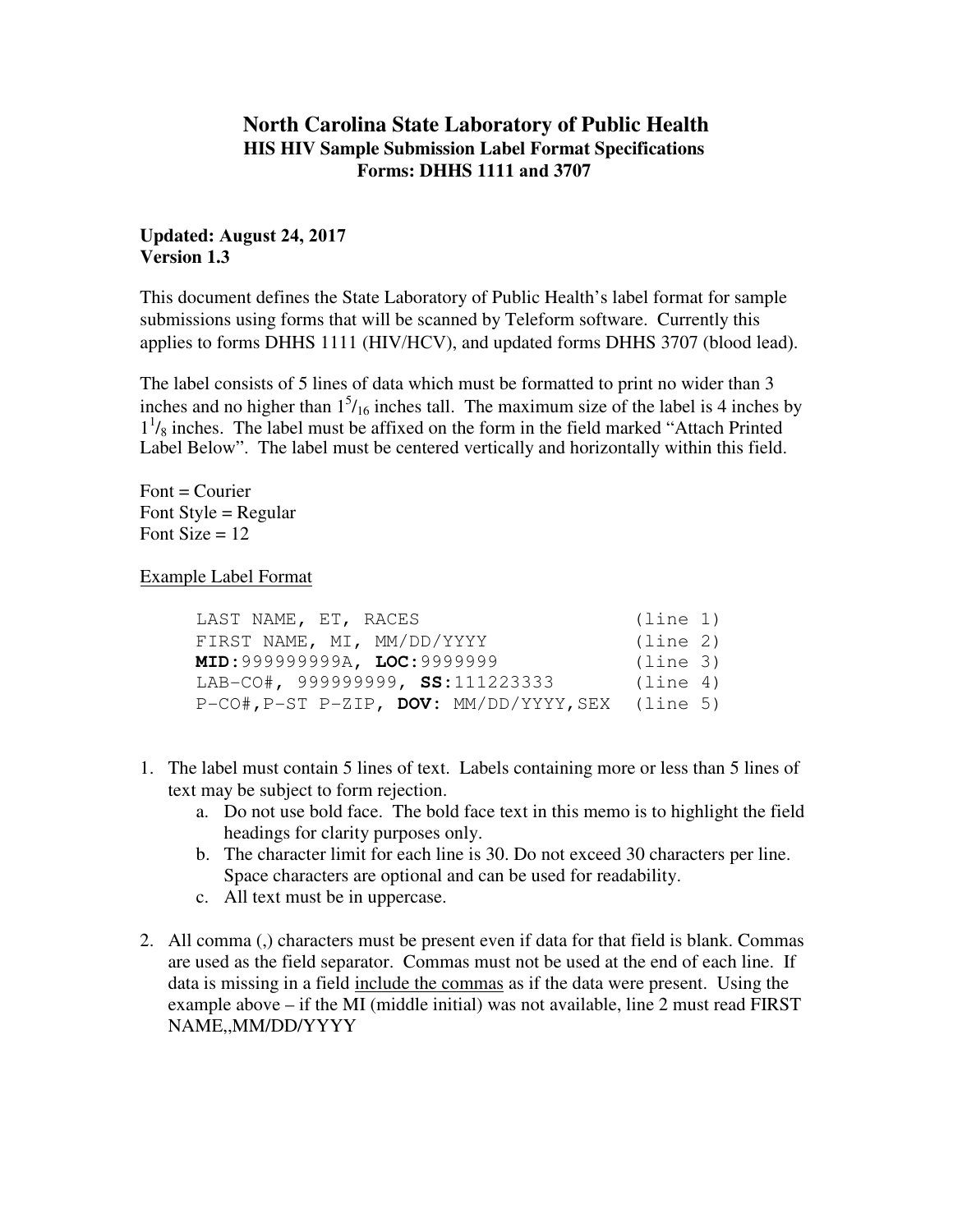# North Carolina State Laboratory of Public Health

## HIS HIV Sample Submission Label Format Specifications

## Forms: DHHS 1111 and 3707

**Updated: August 24, 2017**
**Version 1.3**

This document defines the State Laboratory of Public Health's label format for sample submissions using forms that will be scanned by Teleform software. Currently this applies to forms DHHS 1111 (HIV/HCV), and updated forms DHHS 3707 (blood lead).

The label consists of 5 lines of data which must be formatted to print no wider than 3 inches and no higher than $1^{5}/_{16}$ inches tall. The maximum size of the label is 4 inches by $1^{1}/_{8}$ inches. The label must be affixed on the form in the field marked "Attach Printed Label Below". The label must be centered vertically and horizontally within this field.

Font = Courier
Font Style = Regular
Font Size = 12

Example Label Format

```
LAST NAME, ET, RACES                    (line 1)
FIRST NAME, MI, MM/DD/YYYY              (line 2)
MID:999999999A, LOC:9999999             (line 3)
LAB-CO#, 999999999, SS:111223333        (line 4)
P-CO#,P-ST P-ZIP, DOV: MM/DD/YYYY,SEX   (line 5)
```

1. The label must contain 5 lines of text. Labels containing more or less than 5 lines of text may be subject to form rejection.
   a. Do not use bold face. The bold face text in this memo is to highlight the field headings for clarity purposes only.
   b. The character limit for each line is 30. Do not exceed 30 characters per line. Space characters are optional and can be used for readability.
   c. All text must be in uppercase.

2. All comma (,) characters must be present even if data for that field is blank. Commas are used as the field separator. Commas must not be used at the end of each line. If data is missing in a field <u>include the commas</u> as if the data were present. Using the example above – if the MI (middle initial) was not available, line 2 must read FIRST NAME,,MM/DD/YYYY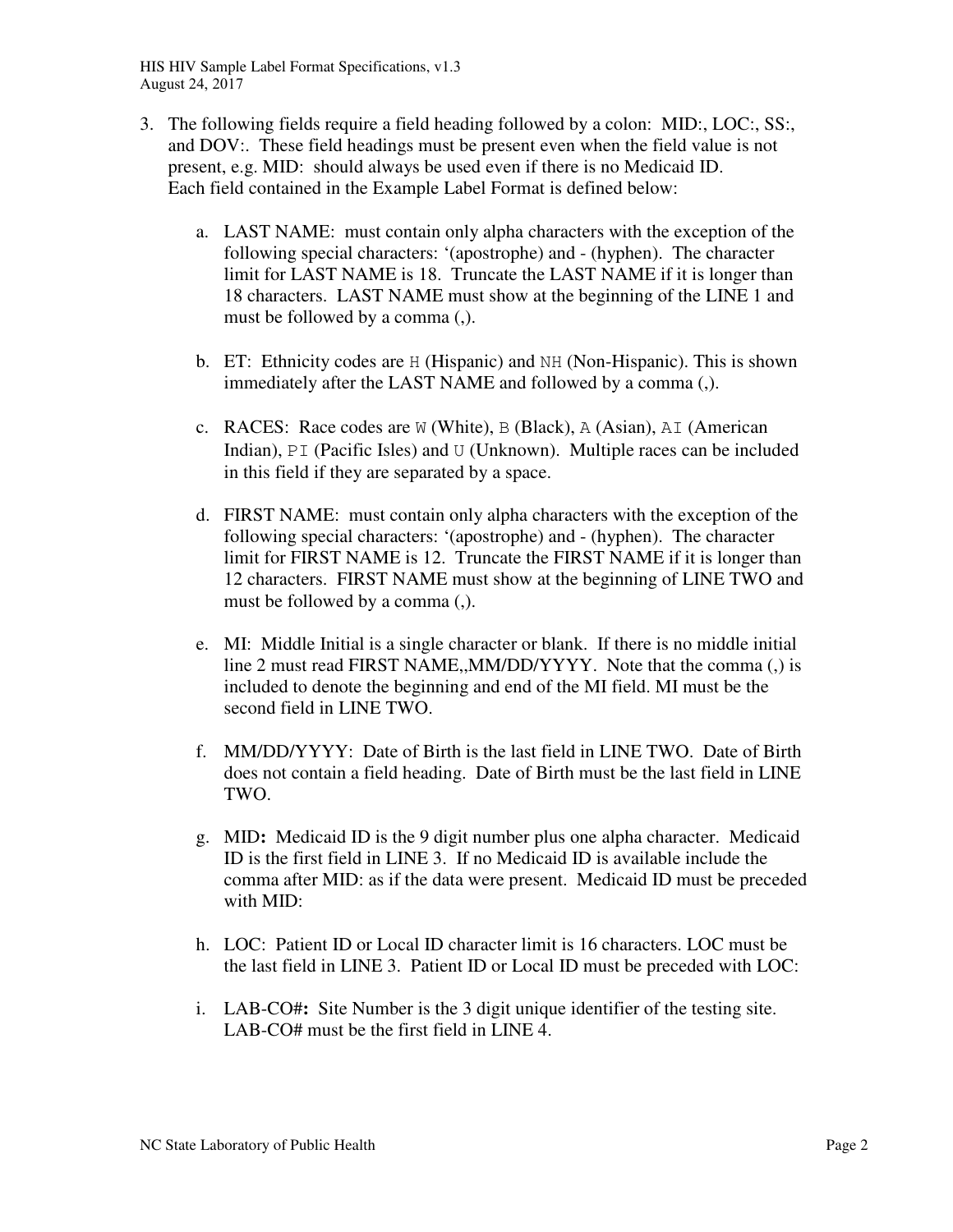3. The following fields require a field heading followed by a colon: MID:, LOC:, SS:, and DOV:. These field headings must be present even when the field value is not present, e.g. MID: should always be used even if there is no Medicaid ID. Each field contained in the Example Label Format is defined below:

   a. LAST NAME: must contain only alpha characters with the exception of the following special characters: '(apostrophe) and - (hyphen). The character limit for LAST NAME is 18. Truncate the LAST NAME if it is longer than 18 characters. LAST NAME must show at the beginning of the LINE 1 and must be followed by a comma (,).

   b. ET: Ethnicity codes are `H` (Hispanic) and `NH` (Non-Hispanic). This is shown immediately after the LAST NAME and followed by a comma (,).

   c. RACES: Race codes are `W` (White), `B` (Black), `A` (Asian), `AI` (American Indian), `PI` (Pacific Isles) and `U` (Unknown). Multiple races can be included in this field if they are separated by a space.

   d. FIRST NAME: must contain only alpha characters with the exception of the following special characters: '(apostrophe) and - (hyphen). The character limit for FIRST NAME is 12. Truncate the FIRST NAME if it is longer than 12 characters. FIRST NAME must show at the beginning of LINE TWO and must be followed by a comma (,).

   e. MI: Middle Initial is a single character or blank. If there is no middle initial line 2 must read FIRST NAME,,MM/DD/YYYY. Note that the comma (,) is included to denote the beginning and end of the MI field. MI must be the second field in LINE TWO.

   f. MM/DD/YYYY: Date of Birth is the last field in LINE TWO. Date of Birth does not contain a field heading. Date of Birth must be the last field in LINE TWO.

   g. MID**:** Medicaid ID is the 9 digit number plus one alpha character. Medicaid ID is the first field in LINE 3. If no Medicaid ID is available include the comma after MID: as if the data were present. Medicaid ID must be preceded with MID:

   h. LOC: Patient ID or Local ID character limit is 16 characters. LOC must be the last field in LINE 3. Patient ID or Local ID must be preceded with LOC:

   i. LAB-CO#**:** Site Number is the 3 digit unique identifier of the testing site. LAB-CO# must be the first field in LINE 4.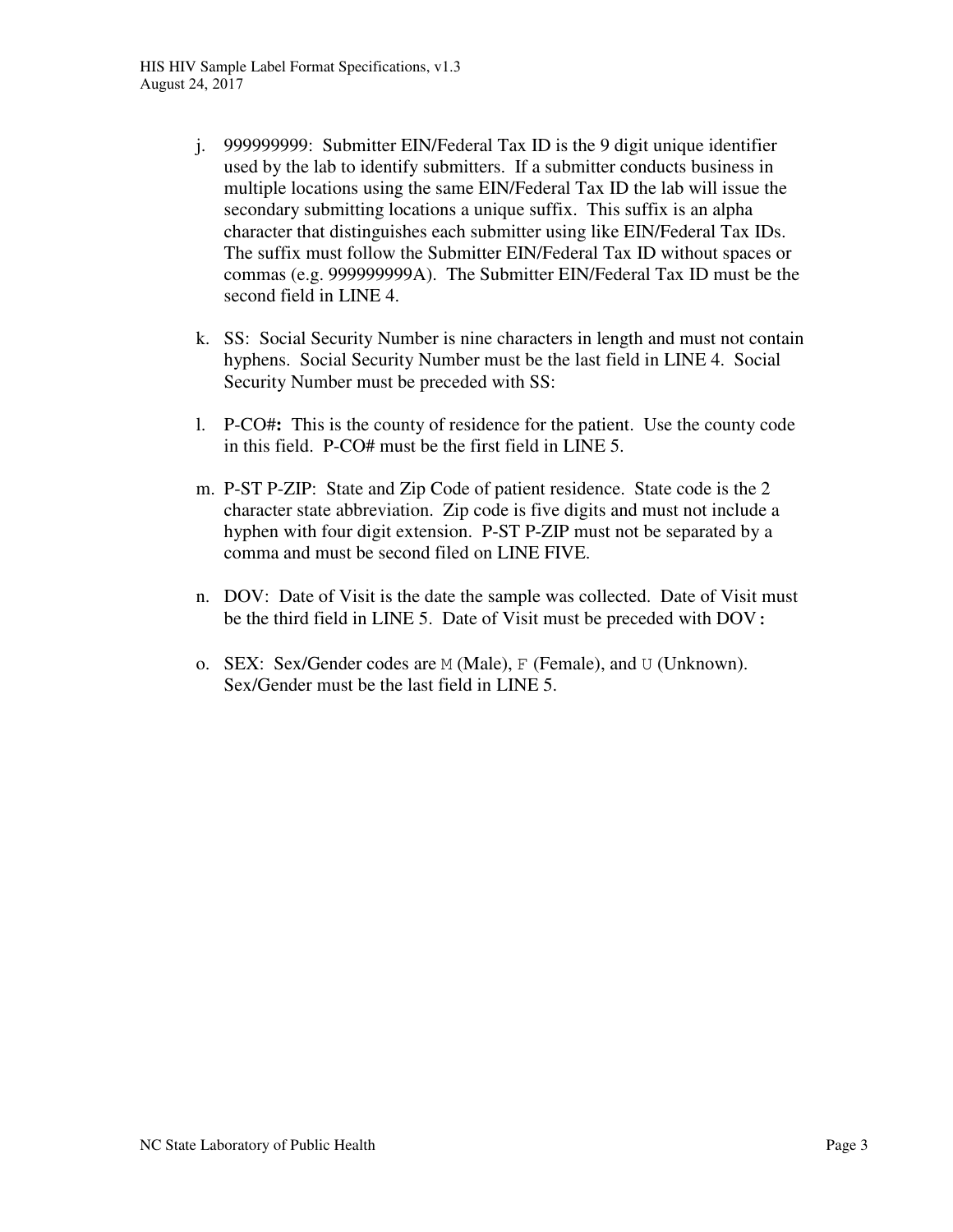j. 999999999: Submitter EIN/Federal Tax ID is the 9 digit unique identifier used by the lab to identify submitters. If a submitter conducts business in multiple locations using the same EIN/Federal Tax ID the lab will issue the secondary submitting locations a unique suffix. This suffix is an alpha character that distinguishes each submitter using like EIN/Federal Tax IDs. The suffix must follow the Submitter EIN/Federal Tax ID without spaces or commas (e.g. 999999999A). The Submitter EIN/Federal Tax ID must be the second field in LINE 4.

k. SS: Social Security Number is nine characters in length and must not contain hyphens. Social Security Number must be the last field in LINE 4. Social Security Number must be preceded with SS:

l. P-CO#**:** This is the county of residence for the patient. Use the county code in this field. P-CO# must be the first field in LINE 5.

m. P-ST P-ZIP: State and Zip Code of patient residence. State code is the 2 character state abbreviation. Zip code is five digits and must not include a hyphen with four digit extension. P-ST P-ZIP must not be separated by a comma and must be second filed on LINE FIVE.

n. DOV: Date of Visit is the date the sample was collected. Date of Visit must be the third field in LINE 5. Date of Visit must be preceded with DOV**:**

o. SEX: Sex/Gender codes are `M` (Male), `F` (Female), and `U` (Unknown). Sex/Gender must be the last field in LINE 5.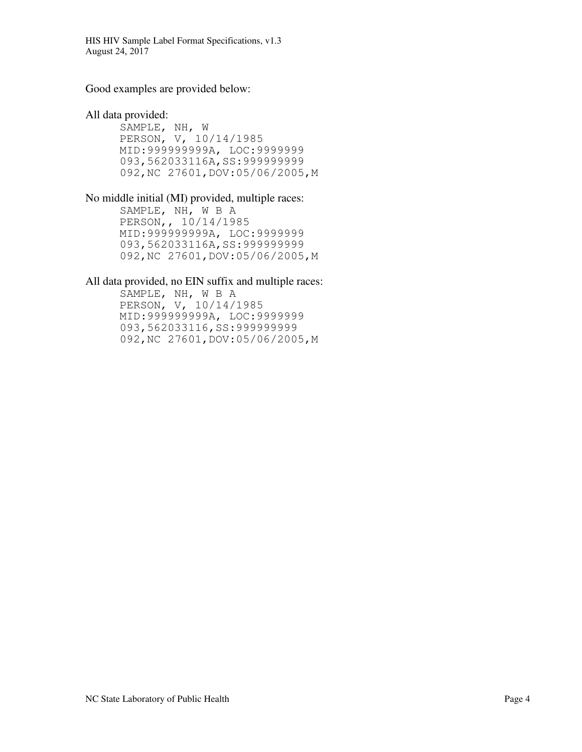Good examples are provided below:

All data provided:

```
SAMPLE, NH, W
PERSON, V, 10/14/1985
MID:999999999A, LOC:9999999
093,562033116A,SS:999999999
092,NC 27601,DOV:05/06/2005,M
```

No middle initial (MI) provided, multiple races:

```
SAMPLE, NH, W B A
PERSON,, 10/14/1985
MID:999999999A, LOC:9999999
093,562033116A,SS:999999999
092,NC 27601,DOV:05/06/2005,M
```

All data provided, no EIN suffix and multiple races:

```
SAMPLE, NH, W B A
PERSON, V, 10/14/1985
MID:999999999A, LOC:9999999
093,562033116,SS:999999999
092,NC 27601,DOV:05/06/2005,M
```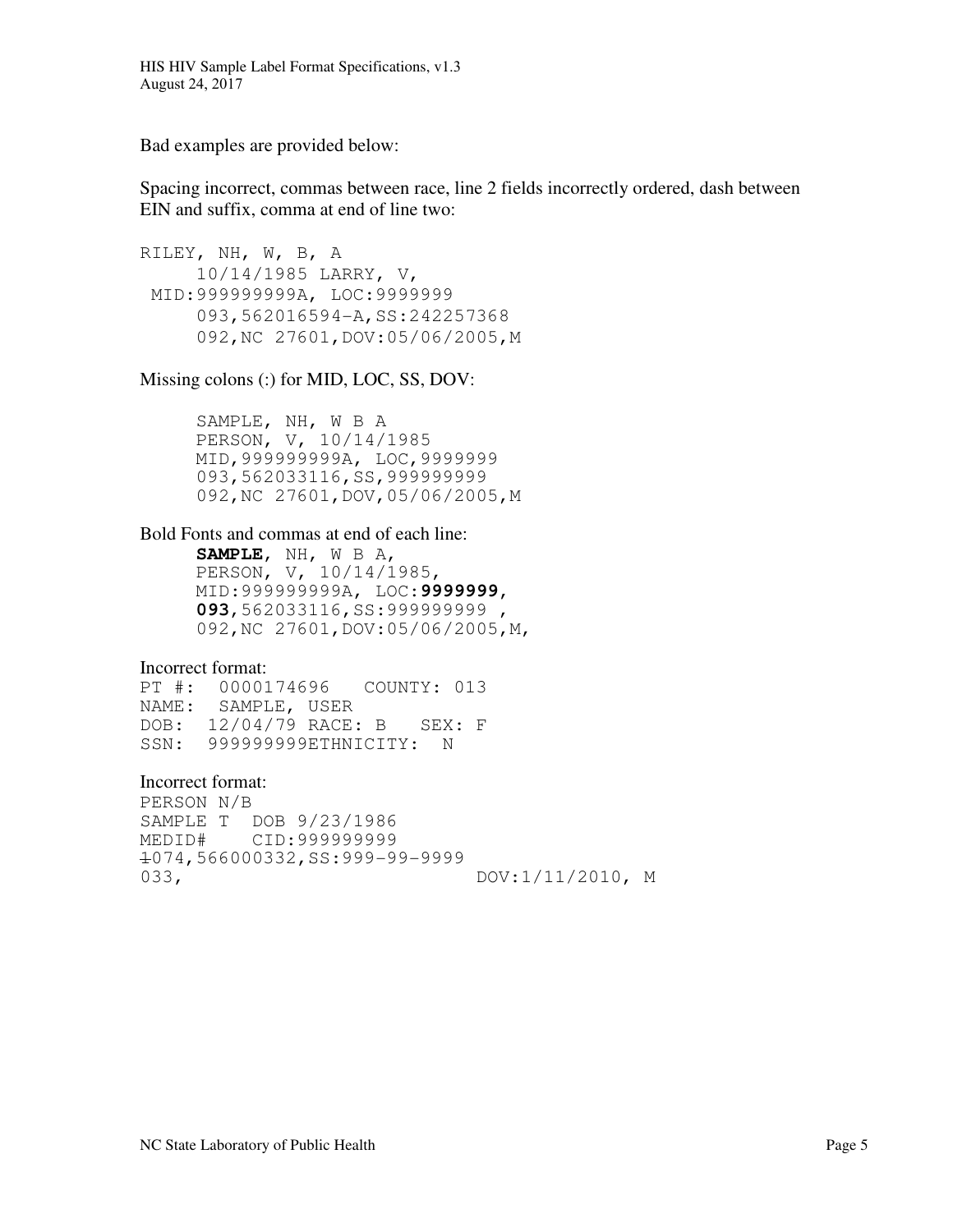Bad examples are provided below:

Spacing incorrect, commas between race, line 2 fields incorrectly ordered, dash between EIN and suffix, comma at end of line two:

```
RILEY, NH, W, B, A
     10/14/1985 LARRY, V,
 MID:999999999A, LOC:9999999
     093,562016594-A,SS:242257368
     092,NC 27601,DOV:05/06/2005,M
```

Missing colons (:) for MID, LOC, SS, DOV:

```
     SAMPLE, NH, W B A
     PERSON, V, 10/14/1985
     MID,999999999A, LOC,9999999
     093,562033116,SS,999999999
     092,NC 27601,DOV,05/06/2005,M
```

Bold Fonts and commas at end of each line:

```
     SAMPLE, NH, W B A,
     PERSON, V, 10/14/1985,
     MID:999999999A, LOC:9999999,
     093,562033116,SS:999999999 ,
     092,NC 27601,DOV:05/06/2005,M,
```

Incorrect format:

```
PT #:  0000174696   COUNTY: 013
NAME:  SAMPLE, USER
DOB:  12/04/79 RACE: B   SEX: F
SSN:  999999999ETHNICITY:  N
```

Incorrect format:

```
PERSON N/B
SAMPLE T  DOB 9/23/1986
MEDID#    CID:999999999
1074,566000332,SS:999-99-9999
033,                        DOV:1/11/2010, M
```